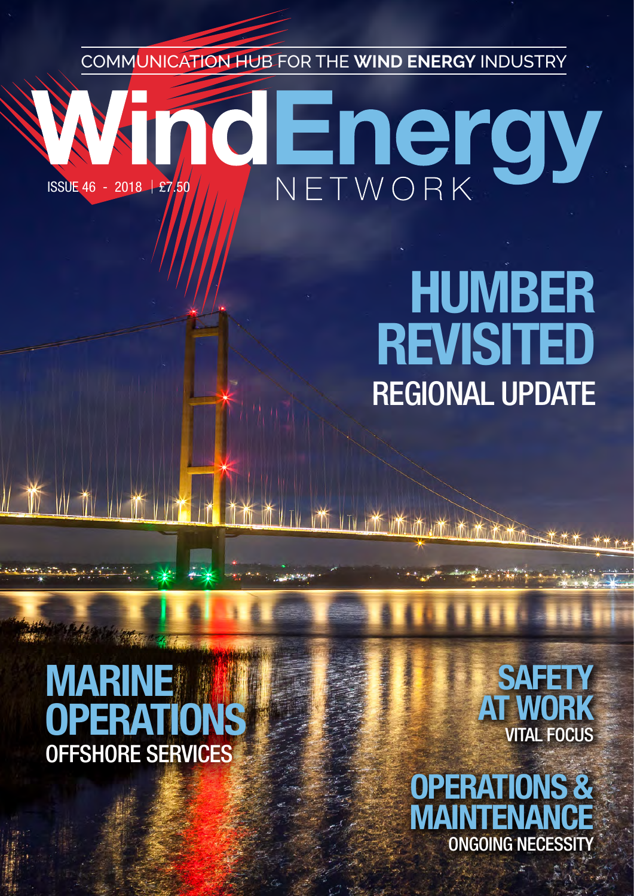COMMUNICATION HUB FOR THE **WIND ENERGY** INDUSTRY

# WindEnergy NETWORK

ISSUE 46 - 2018 | £7.50

## HUMBER REVISITED
REGIONAL UPDATE

## MARINE OPERATIONS
OFFSHORE SERVICES

## SAFETY AT WORK
VITAL FOCUS

## OPERATIONS & MAINTENANCE
ONGOING NECESSITY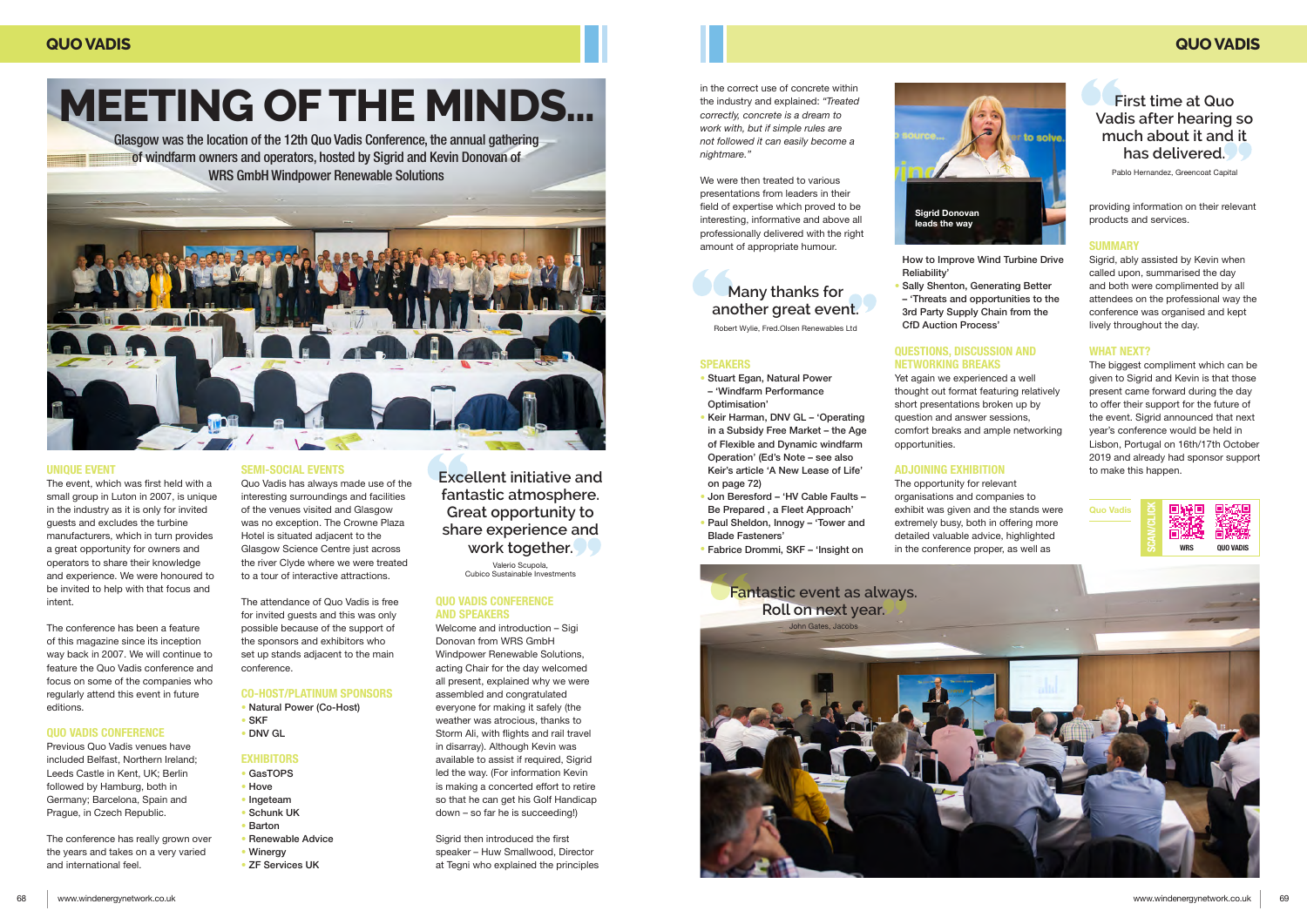# MEETING OF THE MINDS...

Glasgow was the location of the 12th Quo Vadis Conference, the annual gathering of windfarm owners and operators, hosted by Sigrid and Kevin Donovan of WRS GmbH Windpower Renewable Solutions

## UNIQUE EVENT

The event, which was first held with a small group in Luton in 2007, is unique in the industry as it is only for invited guests and excludes the turbine manufacturers, which in turn provides a great opportunity for owners and operators to share their knowledge and experience. We were honoured to be invited to help with that focus and intent.

The conference has been a feature of this magazine since its inception way back in 2007. We will continue to feature the Quo Vadis conference and focus on some of the companies who regularly attend this event in future editions.

## QUO VADIS CONFERENCE

Previous Quo Vadis venues have included Belfast, Northern Ireland; Leeds Castle in Kent, UK; Berlin followed by Hamburg, both in Germany; Barcelona, Spain and Prague, in Czech Republic.

The conference has really grown over the years and takes on a very varied and international feel.

## SEMI-SOCIAL EVENTS

Quo Vadis has always made use of the interesting surroundings and facilities of the venues visited and Glasgow was no exception. The Crowne Plaza Hotel is situated adjacent to the Glasgow Science Centre just across the river Clyde where we were treated to a tour of interactive attractions.

The attendance of Quo Vadis is free for invited guests and this was only possible because of the support of the sponsors and exhibitors who set up stands adjacent to the main conference.

## CO-HOST/PLATINUM SPONSORS

- Natural Power (Co-Host)
- SKF
- DNV GL

## EXHIBITORS

- GasTOPS
- Hove
- Ingeteam
- Schunk UK
- Barton
- Renewable Advice
- Winergy
- ZF Services UK

> Excellent initiative and fantastic atmosphere. Great opportunity to share experience and work together.
>
> Valerio Scupola, Cubico Sustainable Investments

## QUO VADIS CONFERENCE AND SPEAKERS

Welcome and introduction – Sigi Donovan from WRS GmbH Windpower Renewable Solutions, acting Chair for the day welcomed all present, explained why we were assembled and congratulated everyone for making it safely (the weather was atrocious, thanks to Storm Ali, with flights and rail travel in disarray). Although Kevin was available to assist if required, Sigrid led the way. (For information Kevin is making a concerted effort to retire so that he can get his Golf Handicap down – so far he is succeeding!)

Sigrid then introduced the first speaker – Huw Smallwood, Director at Tegni who explained the principles in the correct use of concrete within the industry and explained: *"Treated correctly, concrete is a dream to work with, but if simple rules are not followed it can easily become a nightmare."*

We were then treated to various presentations from leaders in their field of expertise which proved to be interesting, informative and above all professionally delivered with the right amount of appropriate humour.

> Many thanks for another great event.
>
> Robert Wylie, Fred.Olsen Renewables Ltd

## SPEAKERS

- Stuart Egan, Natural Power – 'Windfarm Performance Optimisation'
- Keir Harman, DNV GL – 'Operating in a Subsidy Free Market – the Age of Flexible and Dynamic windfarm Operation' (Ed's Note – see also Keir's article 'A New Lease of Life' on page 72)
- Jon Beresford – 'HV Cable Faults – Be Prepared , a Fleet Approach'
- Paul Sheldon, Innogy – 'Tower and Blade Fasteners'
- Fabrice Drommi, SKF – 'Insight on How to Improve Wind Turbine Drive Reliability'
- Sally Shenton, Generating Better – 'Threats and opportunities to the 3rd Party Supply Chain from the CfD Auction Process'

Sigrid Donovan leads the way

## QUESTIONS, DISCUSSION AND NETWORKING BREAKS

Yet again we experienced a well thought out format featuring relatively short presentations broken up by question and answer sessions, comfort breaks and ample networking opportunities.

## ADJOINING EXHIBITION

The opportunity for relevant organisations and companies to exhibit was given and the stands were extremely busy, both in offering more detailed valuable advice, highlighted in the conference proper, as well as providing information on their relevant products and services.

> First time at Quo Vadis after hearing so much about it and it has delivered.
>
> Pablo Hernandez, Greencoat Capital

## SUMMARY

Sigrid, ably assisted by Kevin when called upon, summarised the day and both were complimented by all attendees on the professional way the conference was organised and kept lively throughout the day.

## WHAT NEXT?

The biggest compliment which can be given to Sigrid and Kevin is that those present came forward during the day to offer their support for the future of the event. Sigrid announced that next year's conference would be held in Lisbon, Portugal on 16th/17th October 2019 and already had sponsor support to make this happen.

Quo Vadis

SCAN/CLICK

WRS QUO VADIS

> Fantastic event as always. Roll on next year.
>
> John Gates, Jacobs